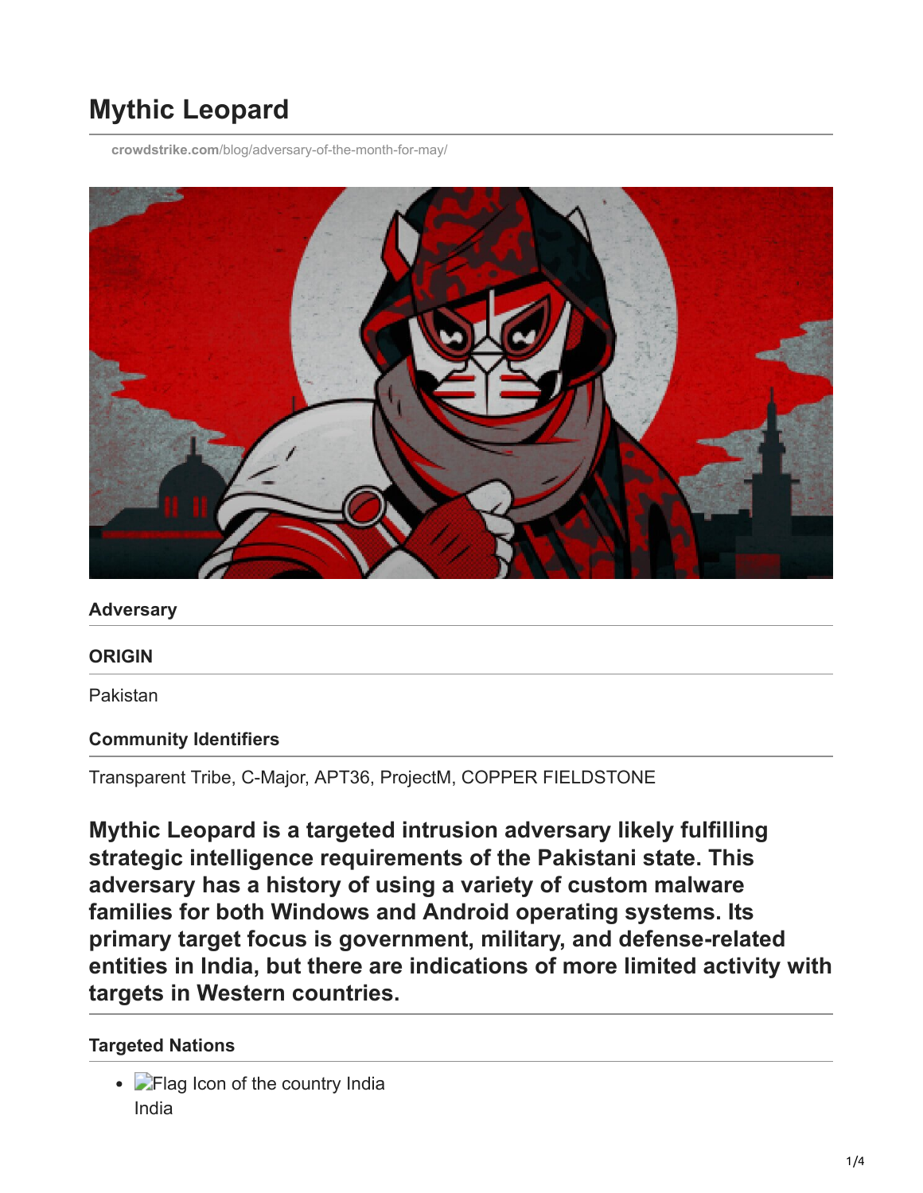# Mythic Leopard

crowdstrike.com/blog/adversary-of-the-month-for-may/

### Adversary

#### ORIGIN

Pakistan

#### Community Identifiers

Transparent Tribe, C-Major, APT36, ProjectM, COPPER FIELDSTONE

**Mythic Leopard is a targeted intrusion adversary likely fulfilling strategic intelligence requirements of the Pakistani state. This adversary has a history of using a variety of custom malware families for both Windows and Android operating systems. Its primary target focus is government, military, and defense-related entities in India, but there are indications of more limited activity with targets in Western countries.**

#### Targeted Nations

- Flag Icon of the country India
  India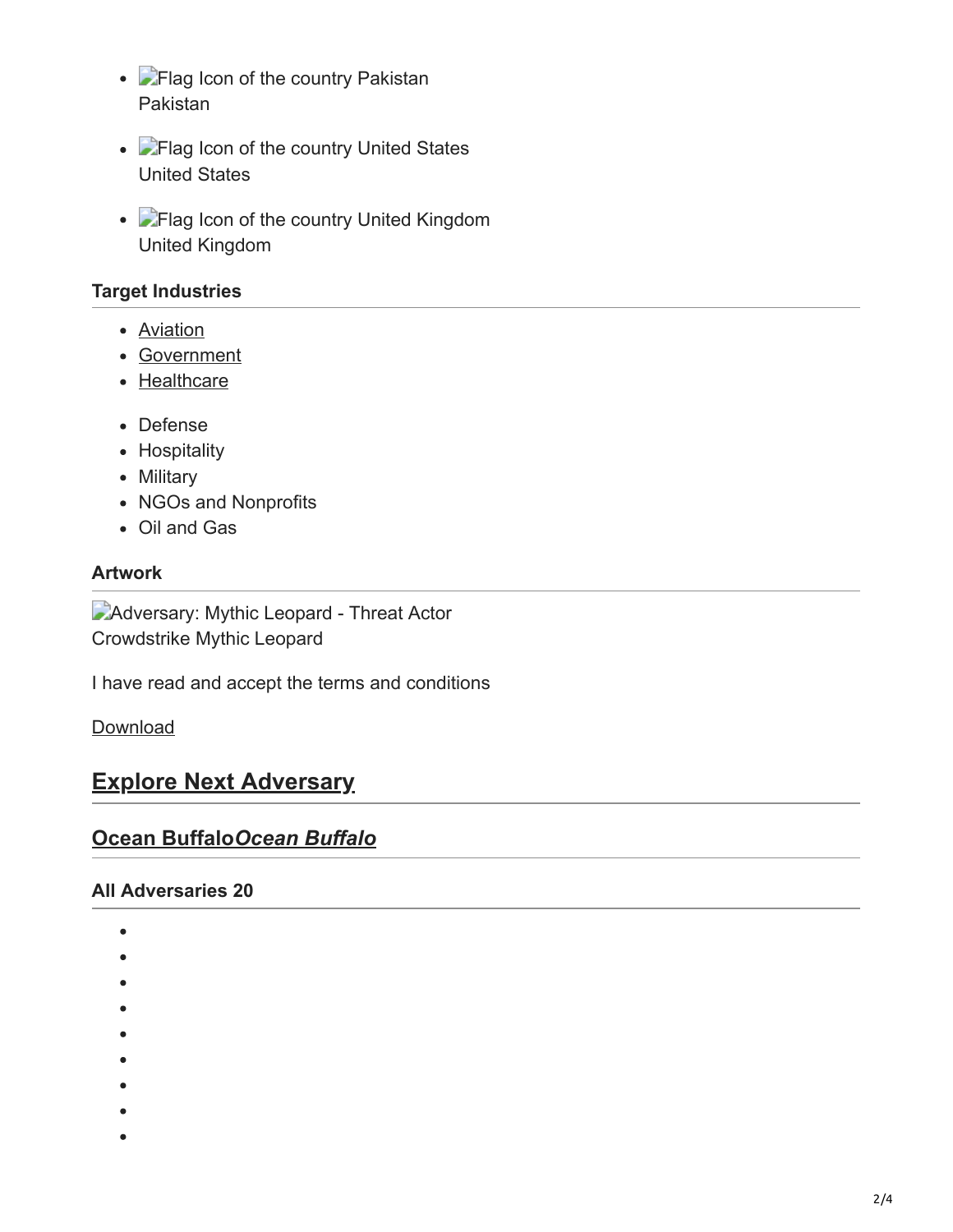- Flag Icon of the country Pakistan
  Pakistan

- Flag Icon of the country United States
  United States

- Flag Icon of the country United Kingdom
  United Kingdom

### Target Industries

- Aviation
- Government
- Healthcare

- Defense
- Hospitality
- Military
- NGOs and Nonprofits
- Oil and Gas

### Artwork

Adversary: Mythic Leopard - Threat Actor
Crowdstrike Mythic Leopard

I have read and accept the terms and conditions

Download

## Explore Next Adversary

### Ocean Buffalo*Ocean Buffalo*

### All Adversaries 20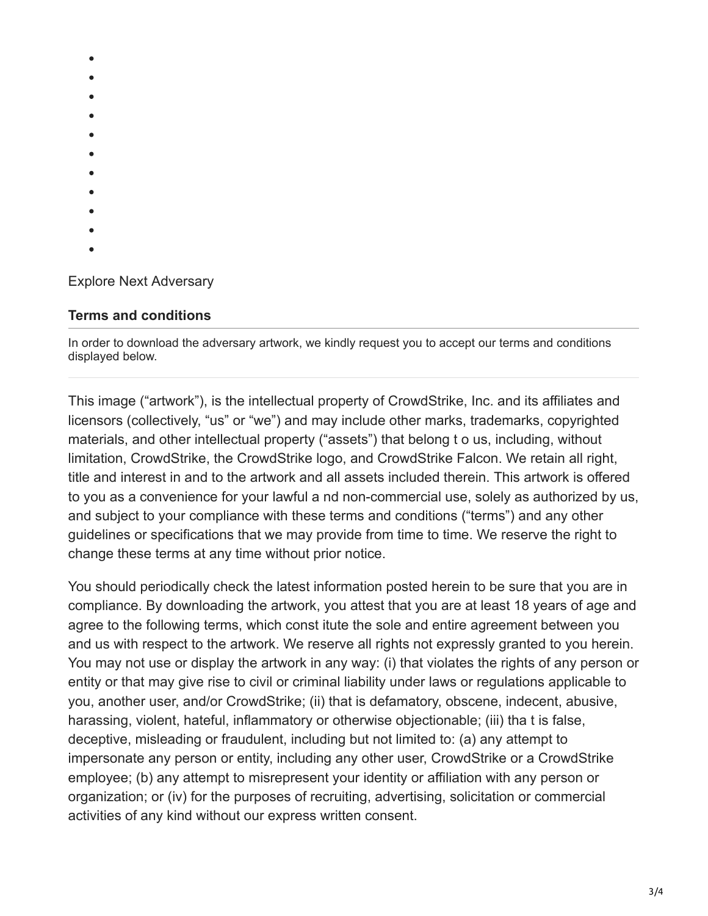- 
- 
- 
- 
- 
- 
- 
- 
- 
- 
- 

Explore Next Adversary

**Terms and conditions**

In order to download the adversary artwork, we kindly request you to accept our terms and conditions displayed below.

This image ("artwork"), is the intellectual property of CrowdStrike, Inc. and its affiliates and licensors (collectively, "us" or "we") and may include other marks, trademarks, copyrighted materials, and other intellectual property ("assets") that belong t o us, including, without limitation, CrowdStrike, the CrowdStrike logo, and CrowdStrike Falcon. We retain all right, title and interest in and to the artwork and all assets included therein. This artwork is offered to you as a convenience for your lawful a nd non-commercial use, solely as authorized by us, and subject to your compliance with these terms and conditions ("terms") and any other guidelines or specifications that we may provide from time to time. We reserve the right to change these terms at any time without prior notice.

You should periodically check the latest information posted herein to be sure that you are in compliance. By downloading the artwork, you attest that you are at least 18 years of age and agree to the following terms, which const itute the sole and entire agreement between you and us with respect to the artwork. We reserve all rights not expressly granted to you herein. You may not use or display the artwork in any way: (i) that violates the rights of any person or entity or that may give rise to civil or criminal liability under laws or regulations applicable to you, another user, and/or CrowdStrike; (ii) that is defamatory, obscene, indecent, abusive, harassing, violent, hateful, inflammatory or otherwise objectionable; (iii) tha t is false, deceptive, misleading or fraudulent, including but not limited to: (a) any attempt to impersonate any person or entity, including any other user, CrowdStrike or a CrowdStrike employee; (b) any attempt to misrepresent your identity or affiliation with any person or organization; or (iv) for the purposes of recruiting, advertising, solicitation or commercial activities of any kind without our express written consent.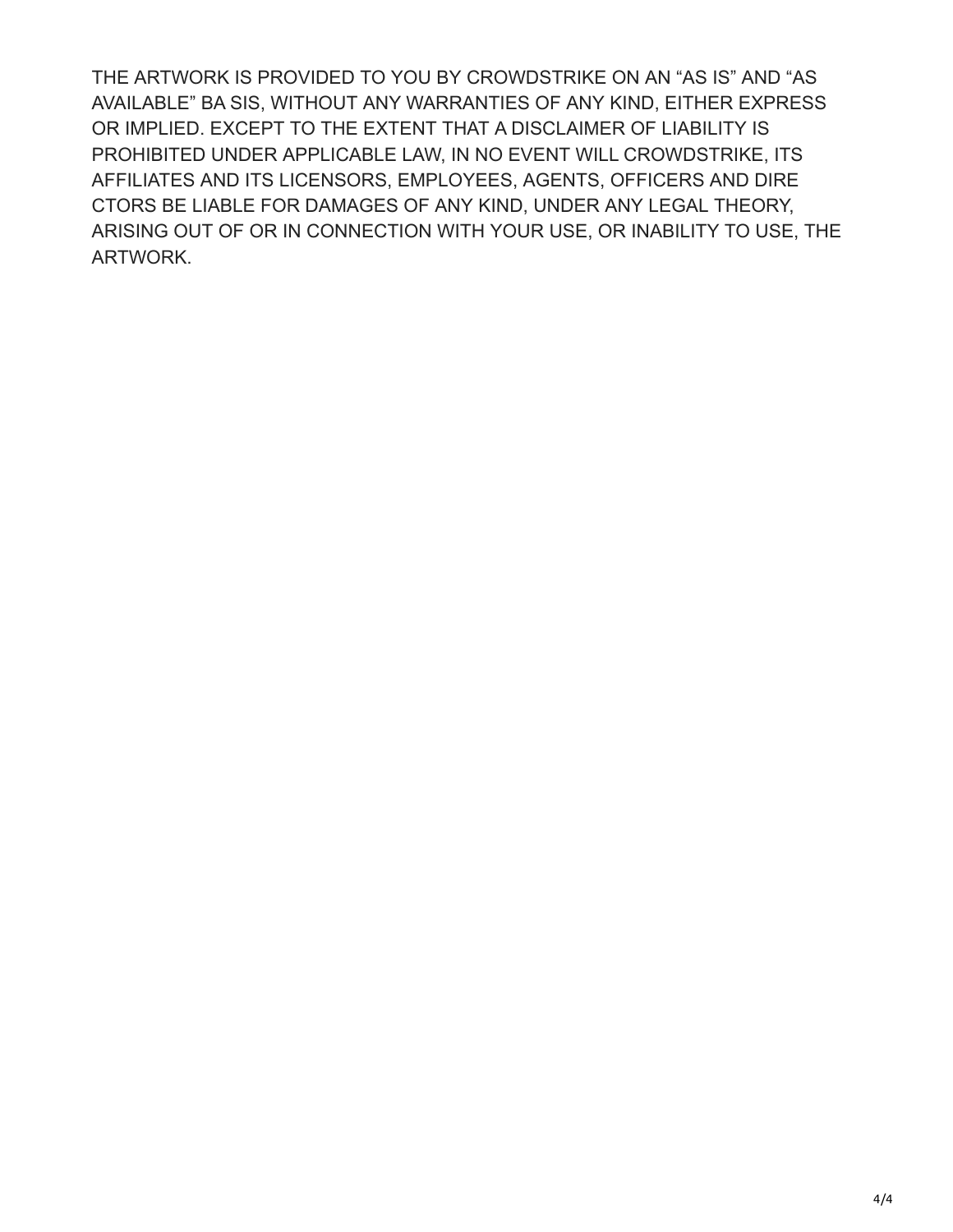THE ARTWORK IS PROVIDED TO YOU BY CROWDSTRIKE ON AN “AS IS” AND “AS AVAILABLE” BA SIS, WITHOUT ANY WARRANTIES OF ANY KIND, EITHER EXPRESS OR IMPLIED. EXCEPT TO THE EXTENT THAT A DISCLAIMER OF LIABILITY IS PROHIBITED UNDER APPLICABLE LAW, IN NO EVENT WILL CROWDSTRIKE, ITS AFFILIATES AND ITS LICENSORS, EMPLOYEES, AGENTS, OFFICERS AND DIRE CTORS BE LIABLE FOR DAMAGES OF ANY KIND, UNDER ANY LEGAL THEORY, ARISING OUT OF OR IN CONNECTION WITH YOUR USE, OR INABILITY TO USE, THE ARTWORK.